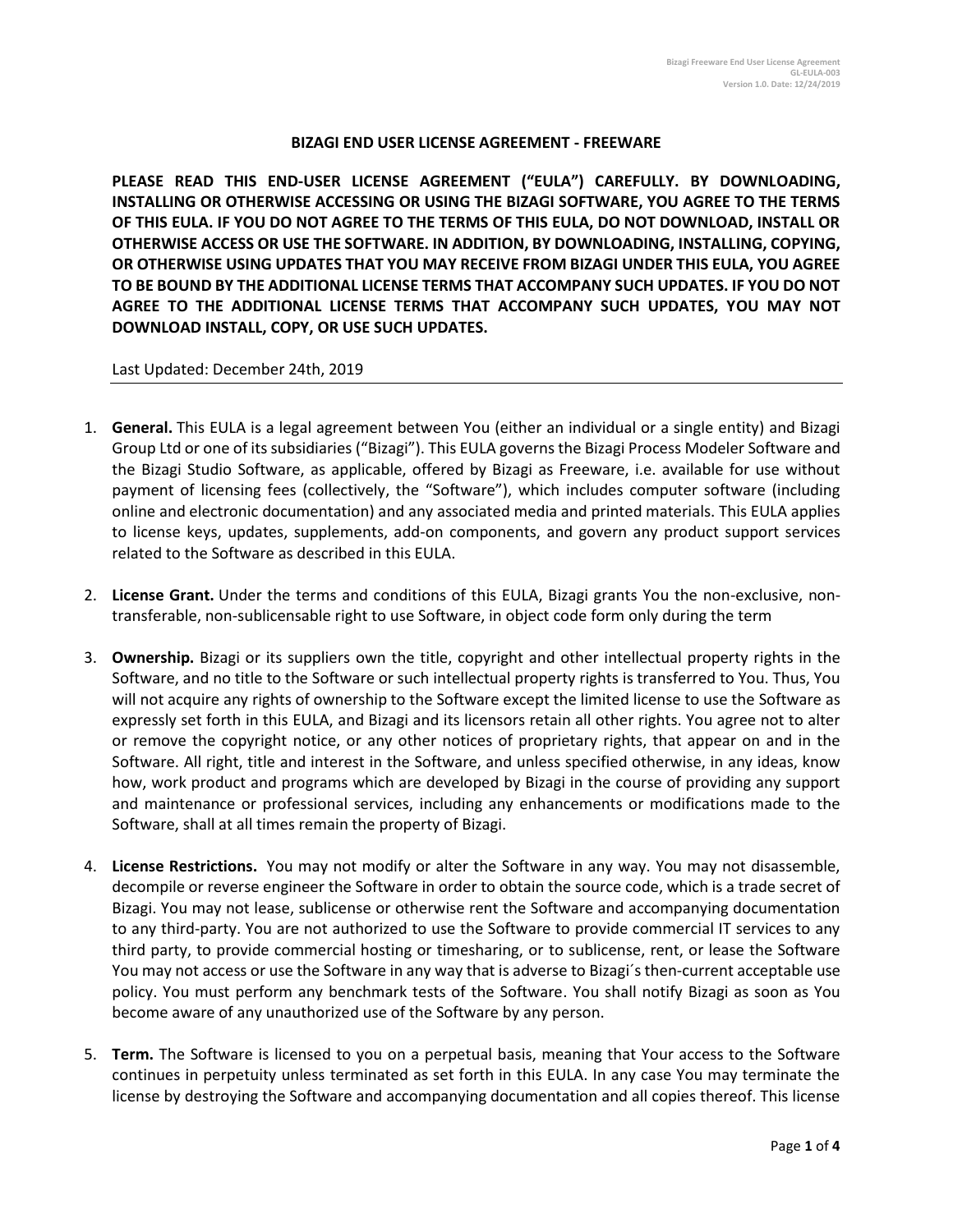# BIZAGI END USER LICENSE AGREEMENT - FREEWARE

**PLEASE READ THIS END-USER LICENSE AGREEMENT ("EULA") CAREFULLY. BY DOWNLOADING, INSTALLING OR OTHERWISE ACCESSING OR USING THE BIZAGI SOFTWARE, YOU AGREE TO THE TERMS OF THIS EULA. IF YOU DO NOT AGREE TO THE TERMS OF THIS EULA, DO NOT DOWNLOAD, INSTALL OR OTHERWISE ACCESS OR USE THE SOFTWARE. IN ADDITION, BY DOWNLOADING, INSTALLING, COPYING, OR OTHERWISE USING UPDATES THAT YOU MAY RECEIVE FROM BIZAGI UNDER THIS EULA, YOU AGREE TO BE BOUND BY THE ADDITIONAL LICENSE TERMS THAT ACCOMPANY SUCH UPDATES. IF YOU DO NOT AGREE TO THE ADDITIONAL LICENSE TERMS THAT ACCOMPANY SUCH UPDATES, YOU MAY NOT DOWNLOAD INSTALL, COPY, OR USE SUCH UPDATES.**

Last Updated: December 24th, 2019

---

1. **General.** This EULA is a legal agreement between You (either an individual or a single entity) and Bizagi Group Ltd or one of its subsidiaries ("Bizagi"). This EULA governs the Bizagi Process Modeler Software and the Bizagi Studio Software, as applicable, offered by Bizagi as Freeware, i.e. available for use without payment of licensing fees (collectively, the "Software"), which includes computer software (including online and electronic documentation) and any associated media and printed materials. This EULA applies to license keys, updates, supplements, add-on components, and govern any product support services related to the Software as described in this EULA.

2. **License Grant.** Under the terms and conditions of this EULA, Bizagi grants You the non-exclusive, non-transferable, non-sublicensable right to use Software, in object code form only during the term

3. **Ownership.** Bizagi or its suppliers own the title, copyright and other intellectual property rights in the Software, and no title to the Software or such intellectual property rights is transferred to You. Thus, You will not acquire any rights of ownership to the Software except the limited license to use the Software as expressly set forth in this EULA, and Bizagi and its licensors retain all other rights. You agree not to alter or remove the copyright notice, or any other notices of proprietary rights, that appear on and in the Software. All right, title and interest in the Software, and unless specified otherwise, in any ideas, know how, work product and programs which are developed by Bizagi in the course of providing any support and maintenance or professional services, including any enhancements or modifications made to the Software, shall at all times remain the property of Bizagi.

4. **License Restrictions.** You may not modify or alter the Software in any way. You may not disassemble, decompile or reverse engineer the Software in order to obtain the source code, which is a trade secret of Bizagi. You may not lease, sublicense or otherwise rent the Software and accompanying documentation to any third-party. You are not authorized to use the Software to provide commercial IT services to any third party, to provide commercial hosting or timesharing, or to sublicense, rent, or lease the Software You may not access or use the Software in any way that is adverse to Bizagi´s then-current acceptable use policy. You must perform any benchmark tests of the Software. You shall notify Bizagi as soon as You become aware of any unauthorized use of the Software by any person.

5. **Term.** The Software is licensed to you on a perpetual basis, meaning that Your access to the Software continues in perpetuity unless terminated as set forth in this EULA. In any case You may terminate the license by destroying the Software and accompanying documentation and all copies thereof. This license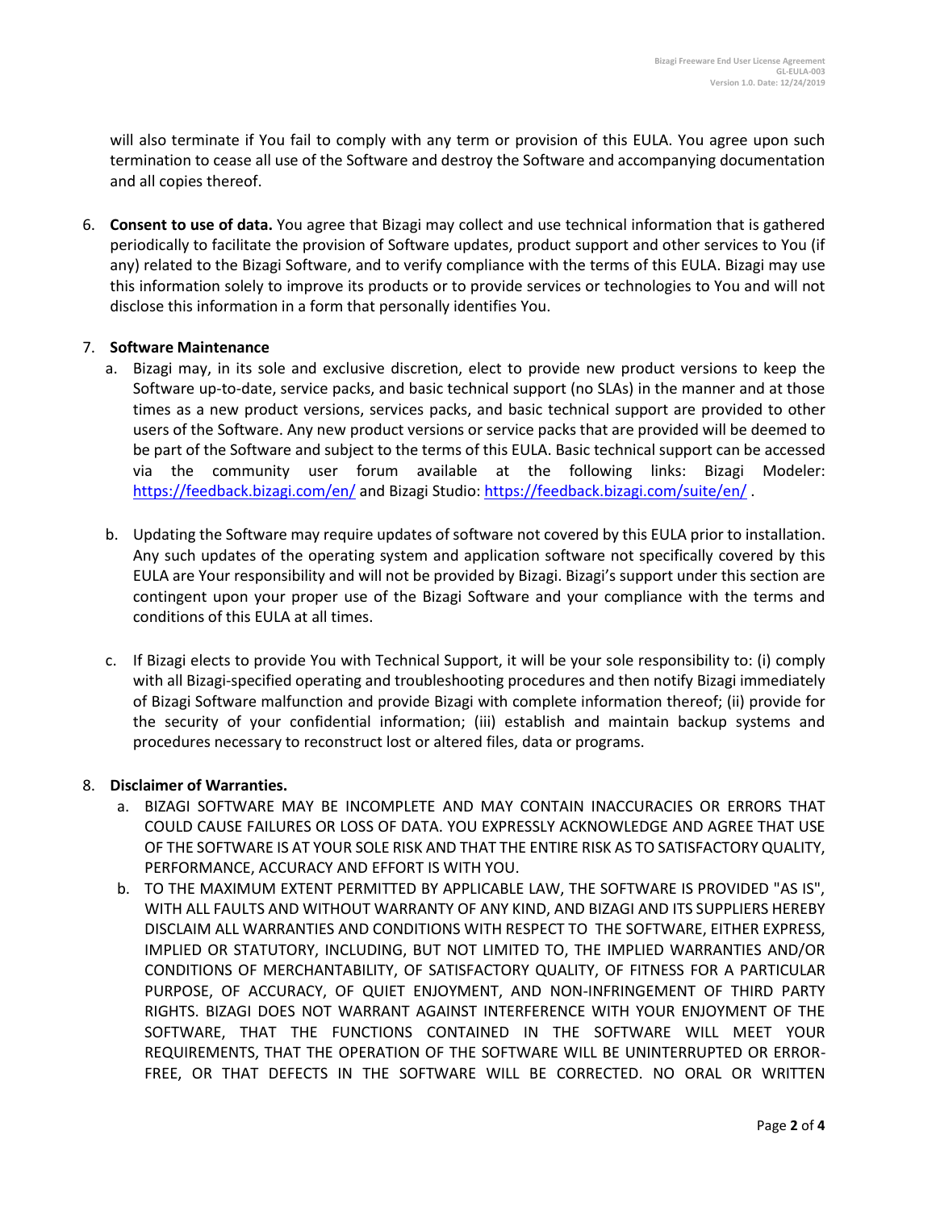will also terminate if You fail to comply with any term or provision of this EULA. You agree upon such termination to cease all use of the Software and destroy the Software and accompanying documentation and all copies thereof.

6. **Consent to use of data.** You agree that Bizagi may collect and use technical information that is gathered periodically to facilitate the provision of Software updates, product support and other services to You (if any) related to the Bizagi Software, and to verify compliance with the terms of this EULA. Bizagi may use this information solely to improve its products or to provide services or technologies to You and will not disclose this information in a form that personally identifies You.

7. **Software Maintenance**
   a. Bizagi may, in its sole and exclusive discretion, elect to provide new product versions to keep the Software up-to-date, service packs, and basic technical support (no SLAs) in the manner and at those times as a new product versions, services packs, and basic technical support are provided to other users of the Software. Any new product versions or service packs that are provided will be deemed to be part of the Software and subject to the terms of this EULA. Basic technical support can be accessed via the community user forum available at the following links: Bizagi Modeler: https://feedback.bizagi.com/en/ and Bizagi Studio: https://feedback.bizagi.com/suite/en/ .

   b. Updating the Software may require updates of software not covered by this EULA prior to installation. Any such updates of the operating system and application software not specifically covered by this EULA are Your responsibility and will not be provided by Bizagi. Bizagi's support under this section are contingent upon your proper use of the Bizagi Software and your compliance with the terms and conditions of this EULA at all times.

   c. If Bizagi elects to provide You with Technical Support, it will be your sole responsibility to: (i) comply with all Bizagi-specified operating and troubleshooting procedures and then notify Bizagi immediately of Bizagi Software malfunction and provide Bizagi with complete information thereof; (ii) provide for the security of your confidential information; (iii) establish and maintain backup systems and procedures necessary to reconstruct lost or altered files, data or programs.

8. **Disclaimer of Warranties.**
   a. BIZAGI SOFTWARE MAY BE INCOMPLETE AND MAY CONTAIN INACCURACIES OR ERRORS THAT COULD CAUSE FAILURES OR LOSS OF DATA. YOU EXPRESSLY ACKNOWLEDGE AND AGREE THAT USE OF THE SOFTWARE IS AT YOUR SOLE RISK AND THAT THE ENTIRE RISK AS TO SATISFACTORY QUALITY, PERFORMANCE, ACCURACY AND EFFORT IS WITH YOU.
   b. TO THE MAXIMUM EXTENT PERMITTED BY APPLICABLE LAW, THE SOFTWARE IS PROVIDED "AS IS", WITH ALL FAULTS AND WITHOUT WARRANTY OF ANY KIND, AND BIZAGI AND ITS SUPPLIERS HEREBY DISCLAIM ALL WARRANTIES AND CONDITIONS WITH RESPECT TO THE SOFTWARE, EITHER EXPRESS, IMPLIED OR STATUTORY, INCLUDING, BUT NOT LIMITED TO, THE IMPLIED WARRANTIES AND/OR CONDITIONS OF MERCHANTABILITY, OF SATISFACTORY QUALITY, OF FITNESS FOR A PARTICULAR PURPOSE, OF ACCURACY, OF QUIET ENJOYMENT, AND NON-INFRINGEMENT OF THIRD PARTY RIGHTS. BIZAGI DOES NOT WARRANT AGAINST INTERFERENCE WITH YOUR ENJOYMENT OF THE SOFTWARE, THAT THE FUNCTIONS CONTAINED IN THE SOFTWARE WILL MEET YOUR REQUIREMENTS, THAT THE OPERATION OF THE SOFTWARE WILL BE UNINTERRUPTED OR ERROR-FREE, OR THAT DEFECTS IN THE SOFTWARE WILL BE CORRECTED. NO ORAL OR WRITTEN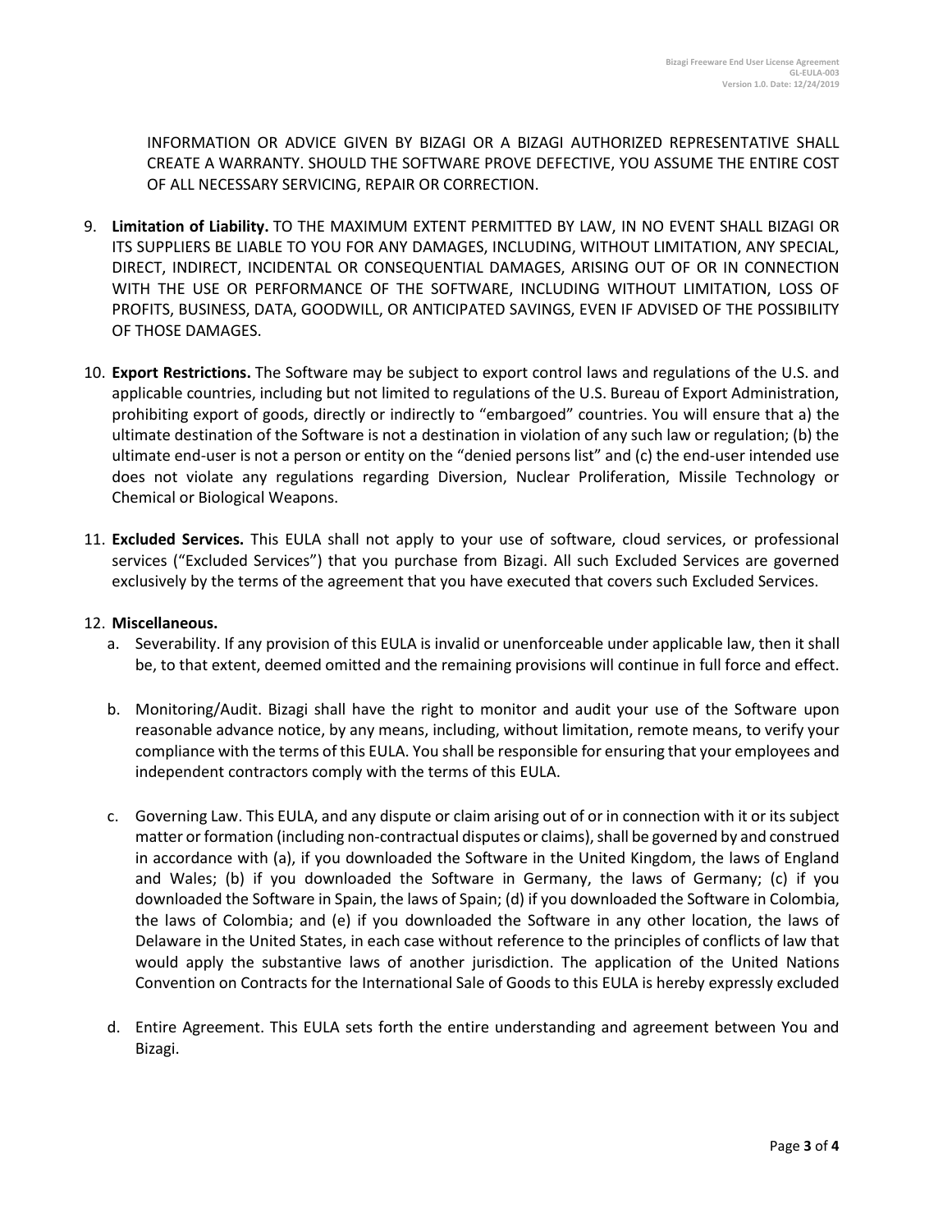INFORMATION OR ADVICE GIVEN BY BIZAGI OR A BIZAGI AUTHORIZED REPRESENTATIVE SHALL CREATE A WARRANTY. SHOULD THE SOFTWARE PROVE DEFECTIVE, YOU ASSUME THE ENTIRE COST OF ALL NECESSARY SERVICING, REPAIR OR CORRECTION.

9. **Limitation of Liability.** TO THE MAXIMUM EXTENT PERMITTED BY LAW, IN NO EVENT SHALL BIZAGI OR ITS SUPPLIERS BE LIABLE TO YOU FOR ANY DAMAGES, INCLUDING, WITHOUT LIMITATION, ANY SPECIAL, DIRECT, INDIRECT, INCIDENTAL OR CONSEQUENTIAL DAMAGES, ARISING OUT OF OR IN CONNECTION WITH THE USE OR PERFORMANCE OF THE SOFTWARE, INCLUDING WITHOUT LIMITATION, LOSS OF PROFITS, BUSINESS, DATA, GOODWILL, OR ANTICIPATED SAVINGS, EVEN IF ADVISED OF THE POSSIBILITY OF THOSE DAMAGES.

10. **Export Restrictions.** The Software may be subject to export control laws and regulations of the U.S. and applicable countries, including but not limited to regulations of the U.S. Bureau of Export Administration, prohibiting export of goods, directly or indirectly to "embargoed" countries. You will ensure that a) the ultimate destination of the Software is not a destination in violation of any such law or regulation; (b) the ultimate end-user is not a person or entity on the "denied persons list" and (c) the end-user intended use does not violate any regulations regarding Diversion, Nuclear Proliferation, Missile Technology or Chemical or Biological Weapons.

11. **Excluded Services.** This EULA shall not apply to your use of software, cloud services, or professional services ("Excluded Services") that you purchase from Bizagi. All such Excluded Services are governed exclusively by the terms of the agreement that you have executed that covers such Excluded Services.

12. **Miscellaneous.**
    a. Severability. If any provision of this EULA is invalid or unenforceable under applicable law, then it shall be, to that extent, deemed omitted and the remaining provisions will continue in full force and effect.

    b. Monitoring/Audit. Bizagi shall have the right to monitor and audit your use of the Software upon reasonable advance notice, by any means, including, without limitation, remote means, to verify your compliance with the terms of this EULA. You shall be responsible for ensuring that your employees and independent contractors comply with the terms of this EULA.

    c. Governing Law. This EULA, and any dispute or claim arising out of or in connection with it or its subject matter or formation (including non-contractual disputes or claims), shall be governed by and construed in accordance with (a), if you downloaded the Software in the United Kingdom, the laws of England and Wales; (b) if you downloaded the Software in Germany, the laws of Germany; (c) if you downloaded the Software in Spain, the laws of Spain; (d) if you downloaded the Software in Colombia, the laws of Colombia; and (e) if you downloaded the Software in any other location, the laws of Delaware in the United States, in each case without reference to the principles of conflicts of law that would apply the substantive laws of another jurisdiction. The application of the United Nations Convention on Contracts for the International Sale of Goods to this EULA is hereby expressly excluded

    d. Entire Agreement. This EULA sets forth the entire understanding and agreement between You and Bizagi.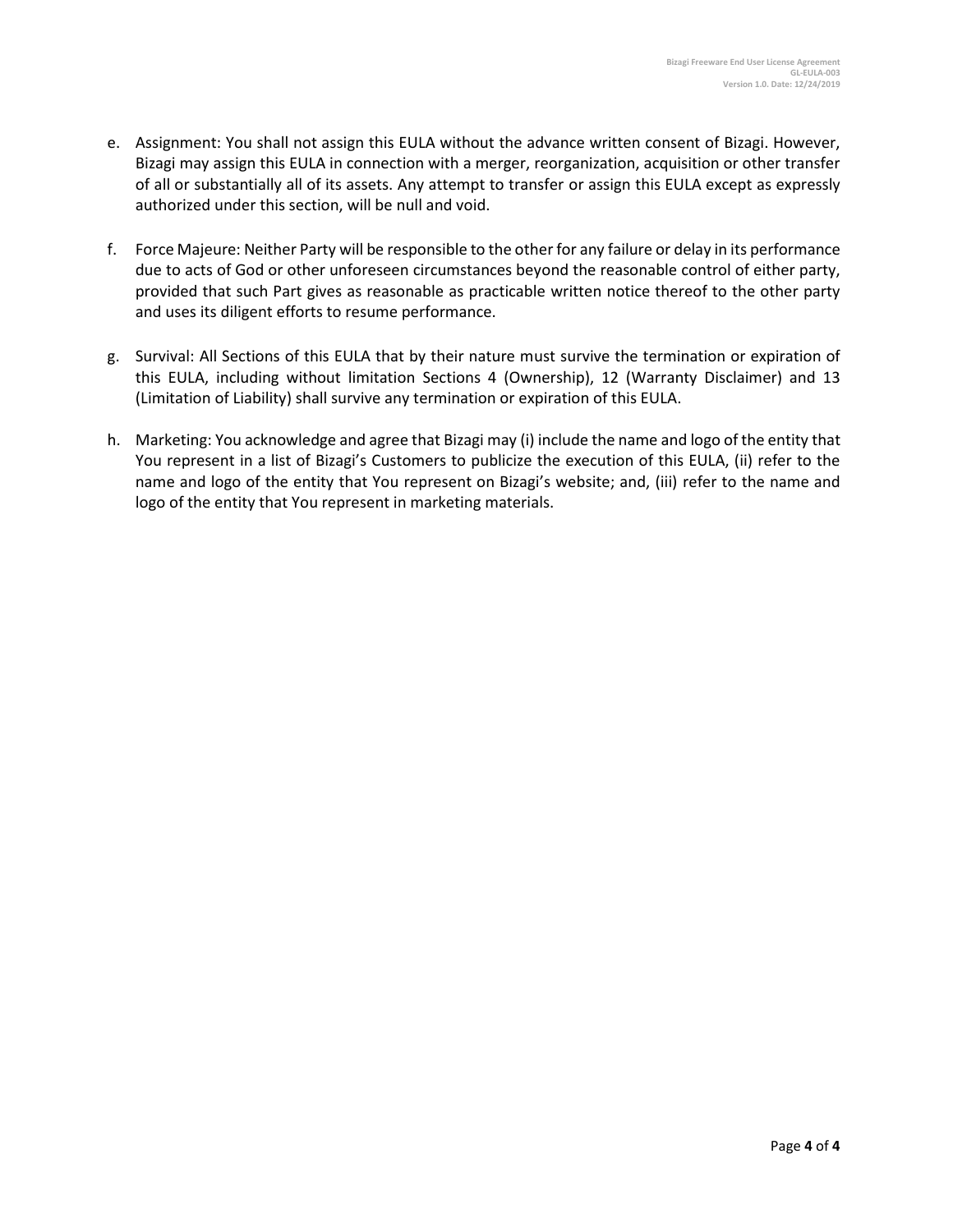e. Assignment: You shall not assign this EULA without the advance written consent of Bizagi. However, Bizagi may assign this EULA in connection with a merger, reorganization, acquisition or other transfer of all or substantially all of its assets. Any attempt to transfer or assign this EULA except as expressly authorized under this section, will be null and void.

f. Force Majeure: Neither Party will be responsible to the other for any failure or delay in its performance due to acts of God or other unforeseen circumstances beyond the reasonable control of either party, provided that such Part gives as reasonable as practicable written notice thereof to the other party and uses its diligent efforts to resume performance.

g. Survival: All Sections of this EULA that by their nature must survive the termination or expiration of this EULA, including without limitation Sections 4 (Ownership), 12 (Warranty Disclaimer) and 13 (Limitation of Liability) shall survive any termination or expiration of this EULA.

h. Marketing: You acknowledge and agree that Bizagi may (i) include the name and logo of the entity that You represent in a list of Bizagi's Customers to publicize the execution of this EULA, (ii) refer to the name and logo of the entity that You represent on Bizagi's website; and, (iii) refer to the name and logo of the entity that You represent in marketing materials.